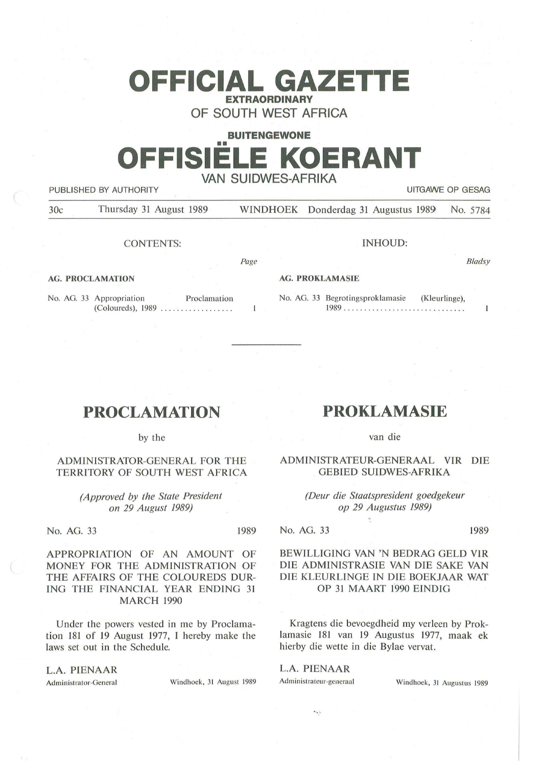# OFFICIAL GAZETTE

**EXTRAORDINARY**

OF SOUTH WEST AFRICA

**BUITENGEWONE**

# OFFISIËLE KOERANT

VAN SUIDWES-AFRIKA

PUBLISHED BY AUTHORITY — UITGAWE OP GESAG

30c — Thursday 31 August 1989 — WINDHOEK — Donderdag 31 Augustus 1989 — No. 5784

CONTENTS:

| | Page |
|---|---|
| **AG. PROCLAMATION** | |
| No. AG. 33 Appropriation Proclamation (Coloureds), 1989 .................. | 1 |

INHOUD:

| | Bladsy |
|---|---|
| **AG. PROKLAMASIE** | |
| No. AG. 33 Begrotingsproklamasie (Kleurlinge), 1989 .............................. | 1 |

---

## PROCLAMATION

by the

ADMINISTRATOR-GENERAL FOR THE TERRITORY OF SOUTH WEST AFRICA

*(Approved by the State President on 29 August 1989)*

No. AG. 33 — 1989

APPROPRIATION OF AN AMOUNT OF MONEY FOR THE ADMINISTRATION OF THE AFFAIRS OF THE COLOUREDS DURING THE FINANCIAL YEAR ENDING 31 MARCH 1990

Under the powers vested in me by Proclamation 181 of 19 August 1977, I hereby make the laws set out in the Schedule.

L.A. PIENAAR

Administrator-General — Windhoek, 31 August 1989

## PROKLAMASIE

van die

ADMINISTRATEUR-GENERAAL VIR DIE GEBIED SUIDWES-AFRIKA

*(Deur die Staatspresident goedgekeur op 29 Augustus 1989)*

No. AG. 33 — 1989

BEWILLIGING VAN 'N BEDRAG GELD VIR DIE ADMINISTRASIE VAN DIE SAKE VAN DIE KLEURLINGE IN DIE BOEKJAAR WAT OP 31 MAART 1990 EINDIG

Kragtens die bevoegdheid my verleen by Proklamasie 181 van 19 Augustus 1977, maak ek hierby die wette in die Bylae vervat.

L.A. PIENAAR

Administrateur-generaal — Windhoek, 31 Augustus 1989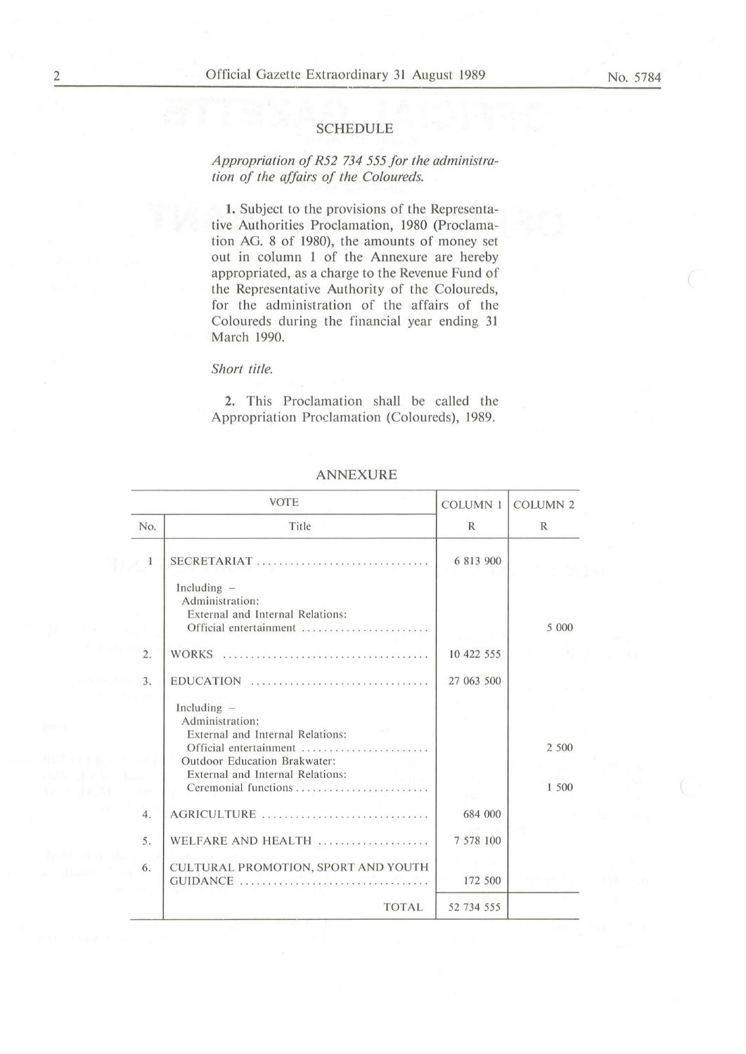## SCHEDULE

*Appropriation of R52 734 555 for the administration of the affairs of the Coloureds.*

**1.** Subject to the provisions of the Representative Authorities Proclamation, 1980 (Proclamation AG. 8 of 1980), the amounts of money set out in column 1 of the Annexure are hereby appropriated, as a charge to the Revenue Fund of the Representative Authority of the Coloureds, for the administration of the affairs of the Coloureds during the financial year ending 31 March 1990.

*Short title.*

**2.** This Proclamation shall be called the Appropriation Proclamation (Coloureds), 1989.

## ANNEXURE

| VOTE | | COLUMN 1 | COLUMN 2 |
|---|---|---|---|
| No. | Title | R | R |
| 1 | SECRETARIAT | 6 813 900 | |
| | Including – Administration: External and Internal Relations: Official entertainment | | 5 000 |
| 2. | WORKS | 10 422 555 | |
| 3. | EDUCATION | 27 063 500 | |
| | Including – Administration: External and Internal Relations: Official entertainment | | 2 500 |
| | Outdoor Education Brakwater: External and Internal Relations: Ceremonial functions | | 1 500 |
| 4. | AGRICULTURE | 684 000 | |
| 5. | WELFARE AND HEALTH | 7 578 100 | |
| 6. | CULTURAL PROMOTION, SPORT AND YOUTH GUIDANCE | 172 500 | |
| | TOTAL | 52 734 555 | |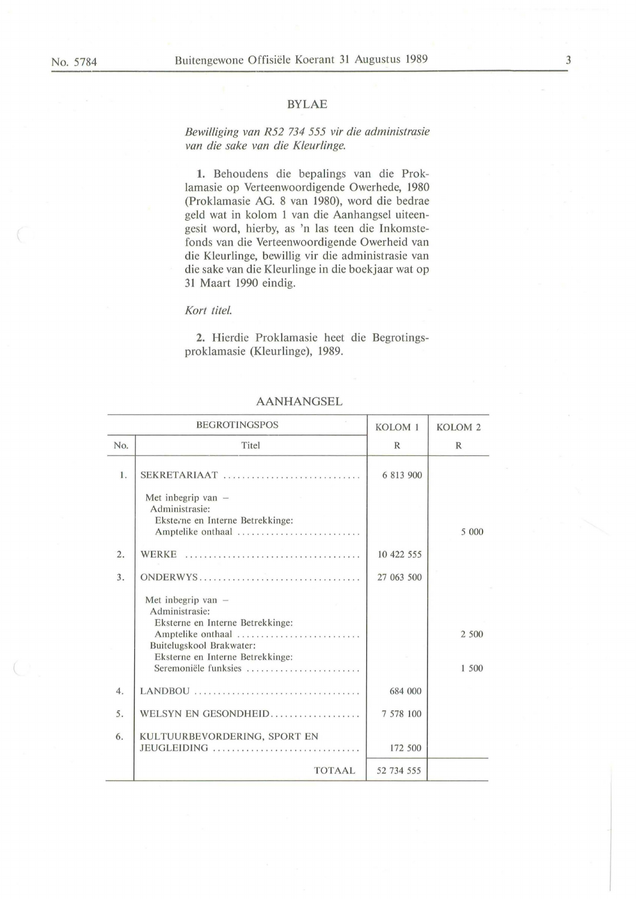## BYLAE

*Bewilliging van R52 734 555 vir die administrasie van die sake van die Kleurlinge.*

**1.** Behoudens die bepalings van die Proklamasie op Verteenwoordigende Owerhede, 1980 (Proklamasie AG. 8 van 1980), word die bedrae geld wat in kolom 1 van die Aanhangsel uiteengesit word, hierby, as 'n las teen die Inkomstefonds van die Verteenwoordigende Owerheid van die Kleurlinge, bewillig vir die administrasie van die sake van die Kleurlinge in die boekjaar wat op 31 Maart 1990 eindig.

*Kort titel.*

**2.** Hierdie Proklamasie heet die Begrotingsproklamasie (Kleurlinge), 1989.

## AANHANGSEL

| BEGROTINGSPOS | | KOLOM 1 | KOLOM 2 |
|---|---|---|---|
| No. | Titel | R | R |
| 1. | SEKRETARIAAT | 6 813 900 | |
| | Met inbegrip van — Administrasie: Eksterne en Interne Betrekkinge: Amptelike onthaal | | 5 000 |
| 2. | WERKE | 10 422 555 | |
| 3. | ONDERWYS | 27 063 500 | |
| | Met inbegrip van — Administrasie: Eksterne en Interne Betrekkinge: Amptelike onthaal | | 2 500 |
| | Buitelugskool Brakwater: Eksterne en Interne Betrekkinge: Seremoniële funksies | | 1 500 |
| 4. | LANDBOU | 684 000 | |
| 5. | WELSYN EN GESONDHEID | 7 578 100 | |
| 6. | KULTUURBEVORDERING, SPORT EN JEUGLEIDING | 172 500 | |
| | TOTAAL | 52 734 555 | |